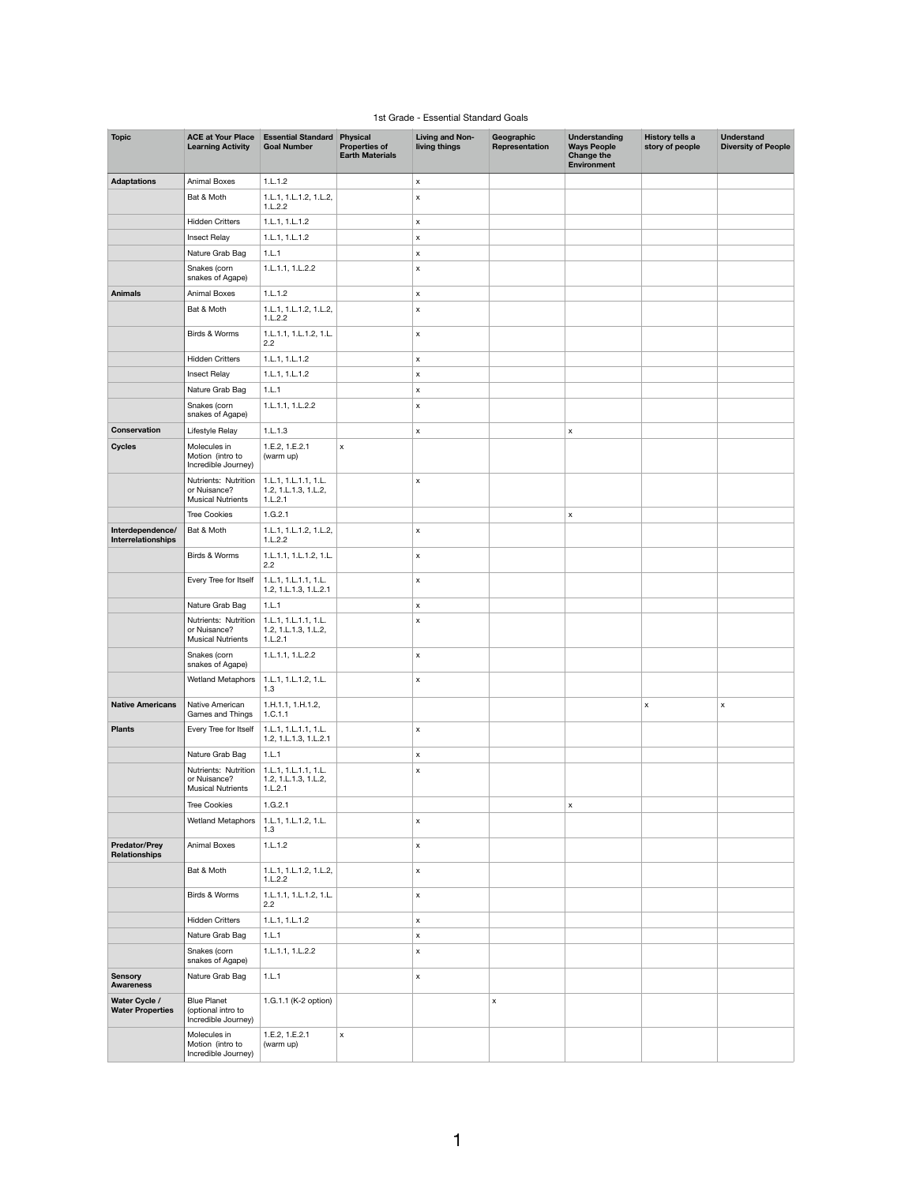1st Grade - Essential Standard Goals

| Topic | ACE at Your Place Learning Activity | Essential Standard Goal Number | Physical Properties of Earth Materials | Living and Non-living things | Geographic Representation | Understanding Ways People Change the Environment | History tells a story of people | Understand Diversity of People |
|---|---|---|---|---|---|---|---|---|
| **Adaptations** | Animal Boxes | 1.L.1.2 | | x | | | | |
| | Bat & Moth | 1.L.1, 1.L.1.2, 1.L.2, 1.L.2.2 | | x | | | | |
| | Hidden Critters | 1.L.1, 1.L.1.2 | | x | | | | |
| | Insect Relay | 1.L.1, 1.L.1.2 | | x | | | | |
| | Nature Grab Bag | 1.L.1 | | x | | | | |
| | Snakes (corn snakes of Agape) | 1.L.1.1, 1.L.2.2 | | x | | | | |
| **Animals** | Animal Boxes | 1.L.1.2 | | x | | | | |
| | Bat & Moth | 1.L.1, 1.L.1.2, 1.L.2, 1.L.2.2 | | x | | | | |
| | Birds & Worms | 1.L.1.1, 1.L.1.2, 1.L.2.2 | | x | | | | |
| | Hidden Critters | 1.L.1, 1.L.1.2 | | x | | | | |
| | Insect Relay | 1.L.1, 1.L.1.2 | | x | | | | |
| | Nature Grab Bag | 1.L.1 | | x | | | | |
| | Snakes (corn snakes of Agape) | 1.L.1.1, 1.L.2.2 | | x | | | | |
| **Conservation** | Lifestyle Relay | 1.L.1.3 | | x | | x | | |
| **Cycles** | Molecules in Motion (intro to Incredible Journey) | 1.E.2, 1.E.2.1 (warm up) | x | | | | | |
| | Nutrients: Nutrition or Nuisance? Musical Nutrients | 1.L.1, 1.L.1.1, 1.L.1.2, 1.L.1.3, 1.L.2, 1.L.2.1 | | x | | | | |
| | Tree Cookies | 1.G.2.1 | | | | x | | |
| **Interdependence/ Interrelationships** | Bat & Moth | 1.L.1, 1.L.1.2, 1.L.2, 1.L.2.2 | | x | | | | |
| | Birds & Worms | 1.L.1.1, 1.L.1.2, 1.L.2.2 | | x | | | | |
| | Every Tree for Itself | 1.L.1, 1.L.1.1, 1.L.1.2, 1.L.1.3, 1.L.2.1 | | x | | | | |
| | Nature Grab Bag | 1.L.1 | | x | | | | |
| | Nutrients: Nutrition or Nuisance? Musical Nutrients | 1.L.1, 1.L.1.1, 1.L.1.2, 1.L.1.3, 1.L.2, 1.L.2.1 | | x | | | | |
| | Snakes (corn snakes of Agape) | 1.L.1.1, 1.L.2.2 | | x | | | | |
| | Wetland Metaphors | 1.L.1, 1.L.1.2, 1.L.1.3 | | x | | | | |
| **Native Americans** | Native American Games and Things | 1.H.1.1, 1.H.1.2, 1.C.1.1 | | | | | x | x |
| **Plants** | Every Tree for Itself | 1.L.1, 1.L.1.1, 1.L.1.2, 1.L.1.3, 1.L.2.1 | | x | | | | |
| | Nature Grab Bag | 1.L.1 | | x | | | | |
| | Nutrients: Nutrition or Nuisance? Musical Nutrients | 1.L.1, 1.L.1.1, 1.L.1.2, 1.L.1.3, 1.L.2, 1.L.2.1 | | x | | | | |
| | Tree Cookies | 1.G.2.1 | | | | x | | |
| | Wetland Metaphors | 1.L.1, 1.L.1.2, 1.L.1.3 | | x | | | | |
| **Predator/Prey Relationships** | Animal Boxes | 1.L.1.2 | | x | | | | |
| | Bat & Moth | 1.L.1, 1.L.1.2, 1.L.2, 1.L.2.2 | | x | | | | |
| | Birds & Worms | 1.L.1.1, 1.L.1.2, 1.L.2.2 | | x | | | | |
| | Hidden Critters | 1.L.1, 1.L.1.2 | | x | | | | |
| | Nature Grab Bag | 1.L.1 | | x | | | | |
| | Snakes (corn snakes of Agape) | 1.L.1.1, 1.L.2.2 | | x | | | | |
| **Sensory Awareness** | Nature Grab Bag | 1.L.1 | | x | | | | |
| **Water Cycle / Water Properties** | Blue Planet (optional intro to Incredible Journey) | 1.G.1.1 (K-2 option) | | | x | | | |
| | Molecules in Motion (intro to Incredible Journey) | 1.E.2, 1.E.2.1 (warm up) | x | | | | | |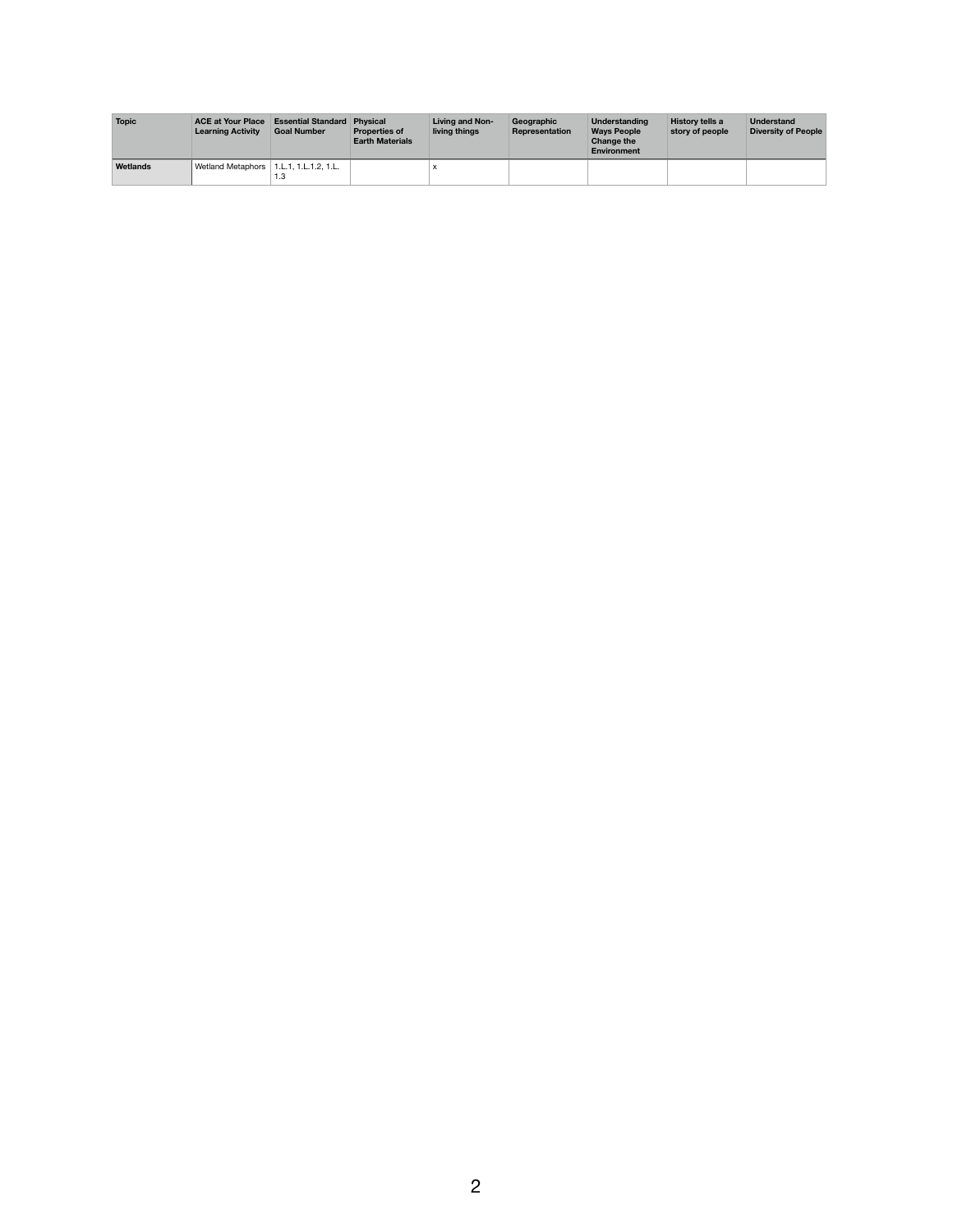| Topic | ACE at Your Place Learning Activity | Essential Standard Goal Number | Physical Properties of Earth Materials | Living and Non-living things | Geographic Representation | Understanding Ways People Change the Environment | History tells a story of people | Understand Diversity of People |
|---|---|---|---|---|---|---|---|---|
| **Wetlands** | Wetland Metaphors | 1.L.1, 1.L.1.2, 1.L.1.3 | | x | | | | |